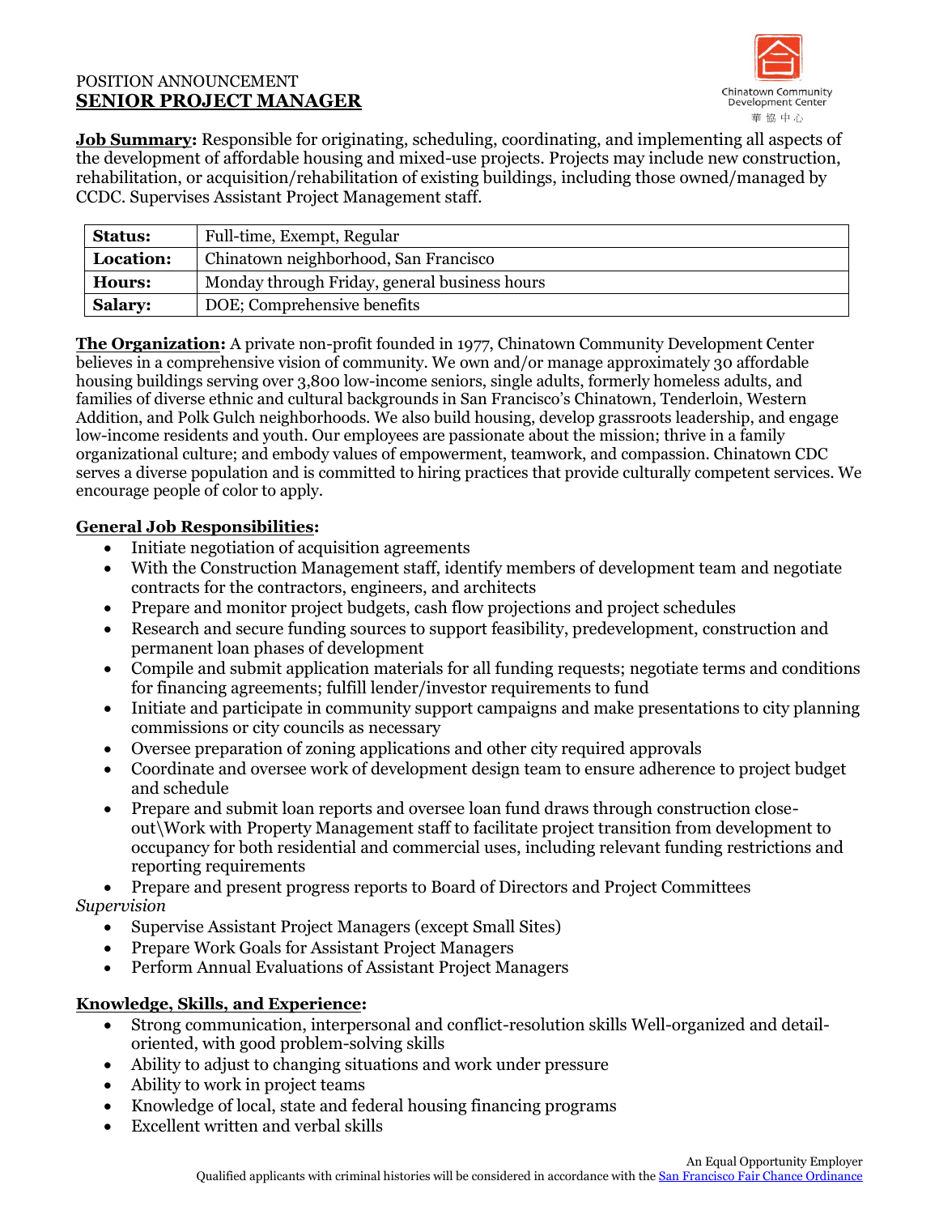POSITION ANNOUNCEMENT

# SENIOR PROJECT MANAGER

Chinatown Community Development Center
華協中心

**Job Summary:** Responsible for originating, scheduling, coordinating, and implementing all aspects of the development of affordable housing and mixed-use projects. Projects may include new construction, rehabilitation, or acquisition/rehabilitation of existing buildings, including those owned/managed by CCDC. Supervises Assistant Project Management staff.

| **Status:** | Full-time, Exempt, Regular |
|---|---|
| **Location:** | Chinatown neighborhood, San Francisco |
| **Hours:** | Monday through Friday, general business hours |
| **Salary:** | DOE; Comprehensive benefits |

**The Organization:** A private non-profit founded in 1977, Chinatown Community Development Center believes in a comprehensive vision of community. We own and/or manage approximately 30 affordable housing buildings serving over 3,800 low-income seniors, single adults, formerly homeless adults, and families of diverse ethnic and cultural backgrounds in San Francisco's Chinatown, Tenderloin, Western Addition, and Polk Gulch neighborhoods. We also build housing, develop grassroots leadership, and engage low-income residents and youth. Our employees are passionate about the mission; thrive in a family organizational culture; and embody values of empowerment, teamwork, and compassion. Chinatown CDC serves a diverse population and is committed to hiring practices that provide culturally competent services. We encourage people of color to apply.

**General Job Responsibilities:**

- Initiate negotiation of acquisition agreements
- With the Construction Management staff, identify members of development team and negotiate contracts for the contractors, engineers, and architects
- Prepare and monitor project budgets, cash flow projections and project schedules
- Research and secure funding sources to support feasibility, predevelopment, construction and permanent loan phases of development
- Compile and submit application materials for all funding requests; negotiate terms and conditions for financing agreements; fulfill lender/investor requirements to fund
- Initiate and participate in community support campaigns and make presentations to city planning commissions or city councils as necessary
- Oversee preparation of zoning applications and other city required approvals
- Coordinate and oversee work of development design team to ensure adherence to project budget and schedule
- Prepare and submit loan reports and oversee loan fund draws through construction close-out\Work with Property Management staff to facilitate project transition from development to occupancy for both residential and commercial uses, including relevant funding restrictions and reporting requirements
- Prepare and present progress reports to Board of Directors and Project Committees

*Supervision*

- Supervise Assistant Project Managers (except Small Sites)
- Prepare Work Goals for Assistant Project Managers
- Perform Annual Evaluations of Assistant Project Managers

**Knowledge, Skills, and Experience:**

- Strong communication, interpersonal and conflict-resolution skills Well-organized and detail-oriented, with good problem-solving skills
- Ability to adjust to changing situations and work under pressure
- Ability to work in project teams
- Knowledge of local, state and federal housing financing programs
- Excellent written and verbal skills

An Equal Opportunity Employer

Qualified applicants with criminal histories will be considered in accordance with the San Francisco Fair Chance Ordinance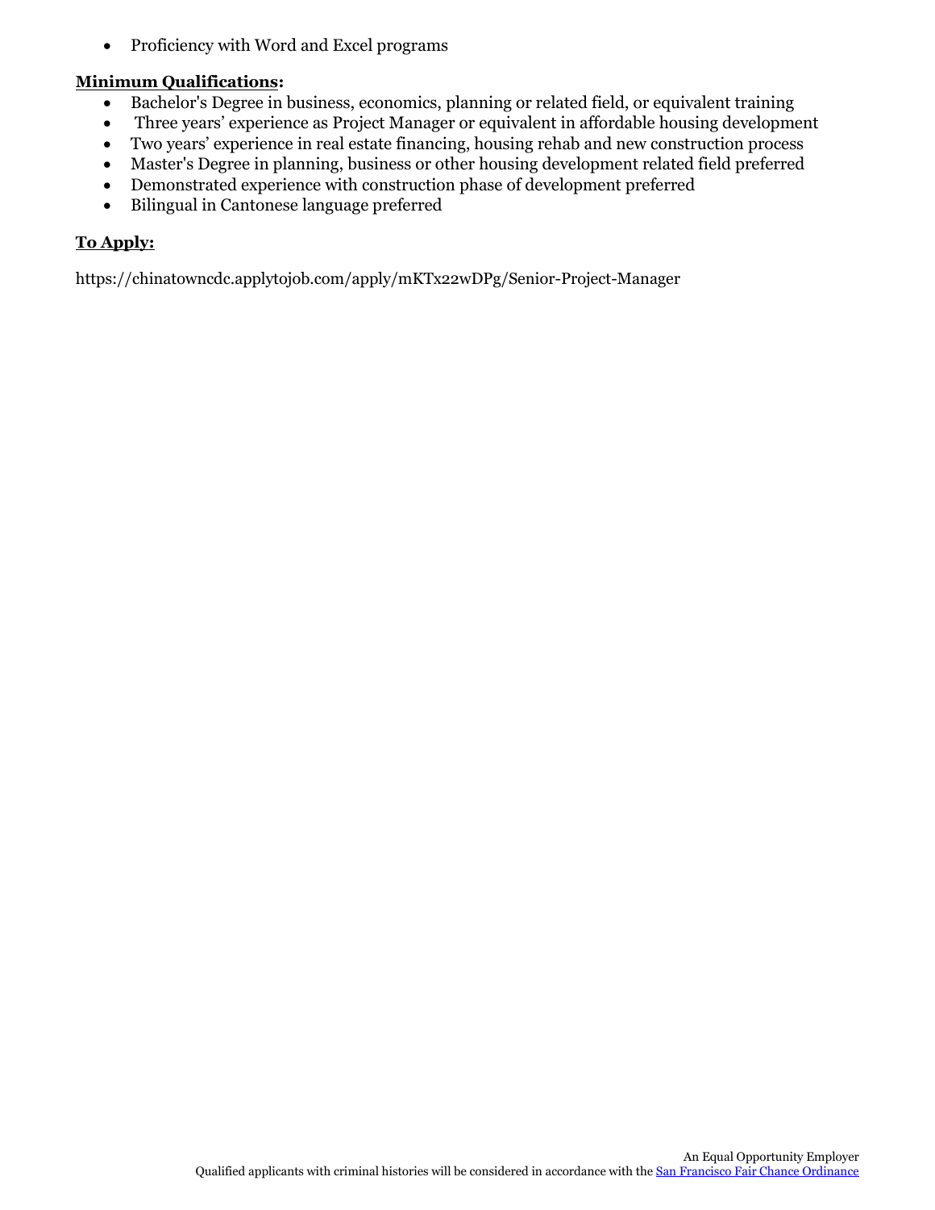- Proficiency with Word and Excel programs

**Minimum Qualifications:**

- Bachelor's Degree in business, economics, planning or related field, or equivalent training
- Three years' experience as Project Manager or equivalent in affordable housing development
- Two years' experience in real estate financing, housing rehab and new construction process
- Master's Degree in planning, business or other housing development related field preferred
- Demonstrated experience with construction phase of development preferred
- Bilingual in Cantonese language preferred

**To Apply:**

https://chinatowncdc.applytojob.com/apply/mKTx22wDPg/Senior-Project-Manager

An Equal Opportunity Employer
Qualified applicants with criminal histories will be considered in accordance with the San Francisco Fair Chance Ordinance